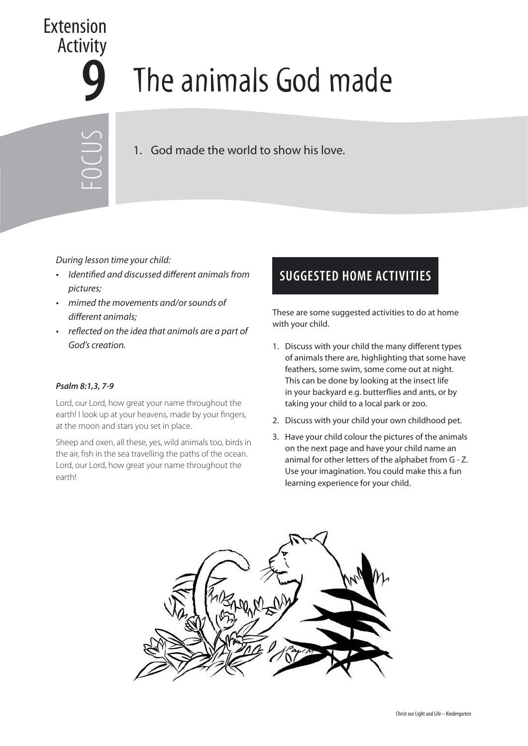Extension Activity 9

# The animals God made

## FOCUS

1. God made the world to show his love.

*During lesson time your child:*

- *Identified and discussed different animals from pictures;*
- *mimed the movements and/or sounds of different animals;*
- *reflected on the idea that animals are a part of God's creation.*

***Psalm 8:1,3, 7-9***

Lord, our Lord, how great your name throughout the earth! I look up at your heavens, made by your fingers, at the moon and stars you set in place.

Sheep and oxen, all these, yes, wild animals too, birds in the air, fish in the sea travelling the paths of the ocean. Lord, our Lord, how great your name throughout the earth!

## SUGGESTED HOME ACTIVITIES

These are some suggested activities to do at home with your child.

1. Discuss with your child the many different types of animals there are, highlighting that some have feathers, some swim, some come out at night. This can be done by looking at the insect life in your backyard e.g. butterflies and ants, or by taking your child to a local park or zoo.
2. Discuss with your child your own childhood pet.
3. Have your child colour the pictures of the animals on the next page and have your child name an animal for other letters of the alphabet from G - Z. Use your imagination. You could make this a fun learning experience for your child.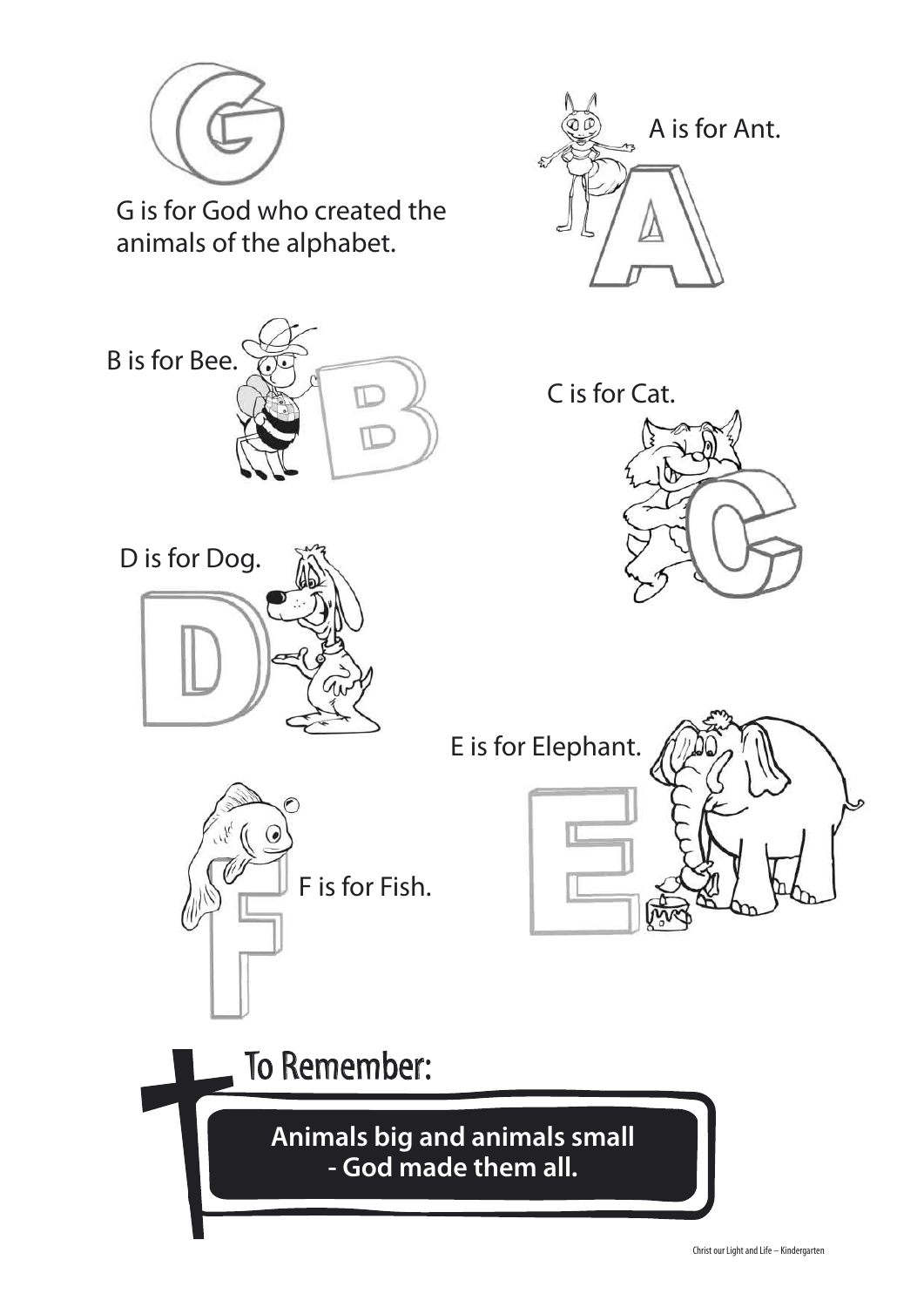G is for God who created the animals of the alphabet.

A is for Ant.

B is for Bee.

C is for Cat.

D is for Dog.

E is for Elephant.

F is for Fish.

## To Remember:

**Animals big and animals small - God made them all.**